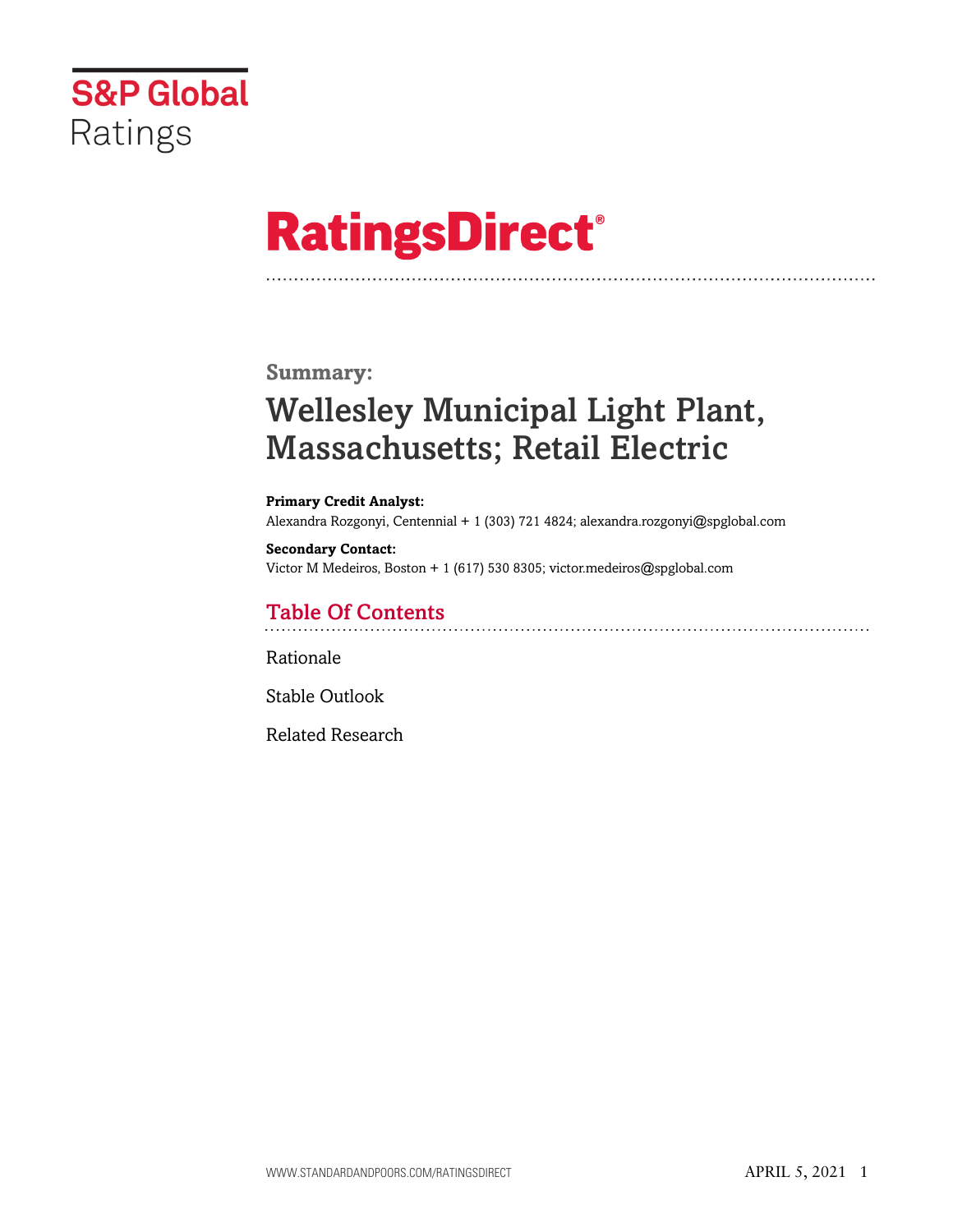S&P Global Ratings

# RatingsDirect®

**Summary:**

## Wellesley Municipal Light Plant, Massachusetts; Retail Electric

**Primary Credit Analyst:**
Alexandra Rozgonyi, Centennial + 1 (303) 721 4824; alexandra.rozgonyi@spglobal.com

**Secondary Contact:**
Victor M Medeiros, Boston + 1 (617) 530 8305; victor.medeiros@spglobal.com

## Table Of Contents

Rationale

Stable Outlook

Related Research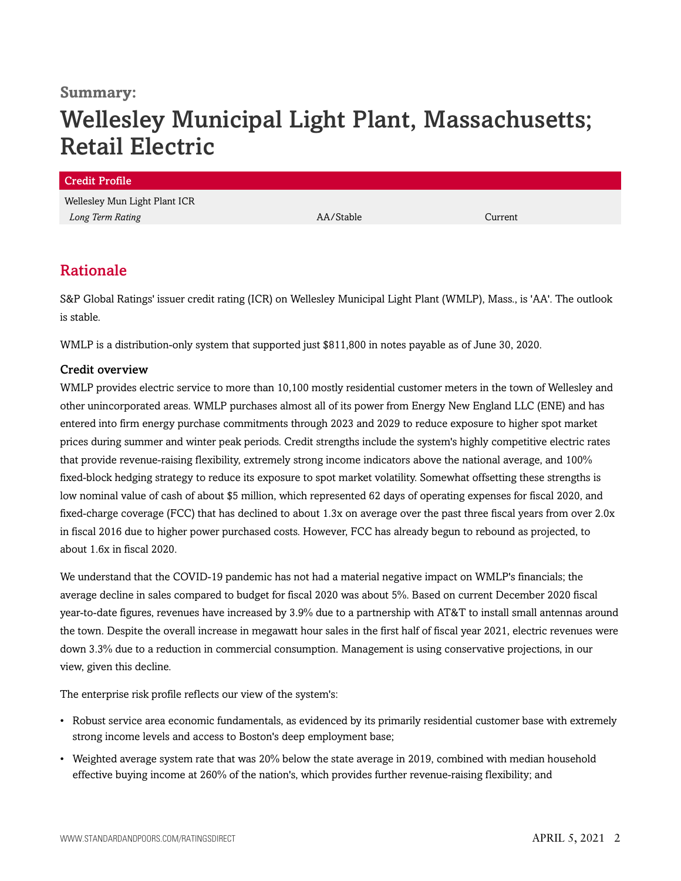**Summary:**

# Wellesley Municipal Light Plant, Massachusetts; Retail Electric

| Credit Profile | | |
|---|---|---|
| Wellesley Mun Light Plant ICR | | |
| *Long Term Rating* | AA/Stable | Current |

## Rationale

S&P Global Ratings' issuer credit rating (ICR) on Wellesley Municipal Light Plant (WMLP), Mass., is 'AA'. The outlook is stable.

WMLP is a distribution-only system that supported just $811,800 in notes payable as of June 30, 2020.

### Credit overview

WMLP provides electric service to more than 10,100 mostly residential customer meters in the town of Wellesley and other unincorporated areas. WMLP purchases almost all of its power from Energy New England LLC (ENE) and has entered into firm energy purchase commitments through 2023 and 2029 to reduce exposure to higher spot market prices during summer and winter peak periods. Credit strengths include the system's highly competitive electric rates that provide revenue-raising flexibility, extremely strong income indicators above the national average, and 100% fixed-block hedging strategy to reduce its exposure to spot market volatility. Somewhat offsetting these strengths is low nominal value of cash of about $5 million, which represented 62 days of operating expenses for fiscal 2020, and fixed-charge coverage (FCC) that has declined to about 1.3x on average over the past three fiscal years from over 2.0x in fiscal 2016 due to higher power purchased costs. However, FCC has already begun to rebound as projected, to about 1.6x in fiscal 2020.

We understand that the COVID-19 pandemic has not had a material negative impact on WMLP's financials; the average decline in sales compared to budget for fiscal 2020 was about 5%. Based on current December 2020 fiscal year-to-date figures, revenues have increased by 3.9% due to a partnership with AT&T to install small antennas around the town. Despite the overall increase in megawatt hour sales in the first half of fiscal year 2021, electric revenues were down 3.3% due to a reduction in commercial consumption. Management is using conservative projections, in our view, given this decline.

The enterprise risk profile reflects our view of the system's:

- Robust service area economic fundamentals, as evidenced by its primarily residential customer base with extremely strong income levels and access to Boston's deep employment base;
- Weighted average system rate that was 20% below the state average in 2019, combined with median household effective buying income at 260% of the nation's, which provides further revenue-raising flexibility; and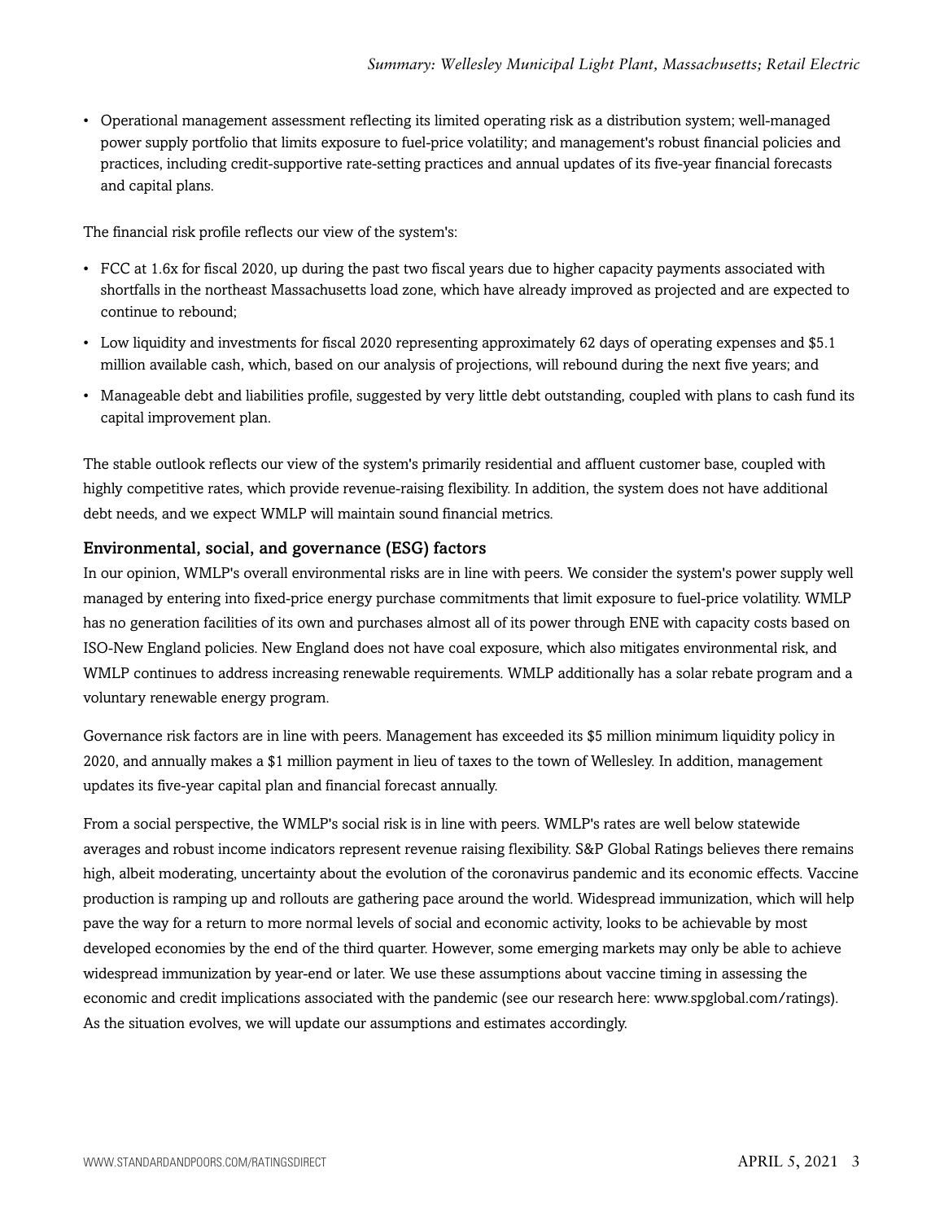- Operational management assessment reflecting its limited operating risk as a distribution system; well-managed power supply portfolio that limits exposure to fuel-price volatility; and management's robust financial policies and practices, including credit-supportive rate-setting practices and annual updates of its five-year financial forecasts and capital plans.

The financial risk profile reflects our view of the system's:

- FCC at 1.6x for fiscal 2020, up during the past two fiscal years due to higher capacity payments associated with shortfalls in the northeast Massachusetts load zone, which have already improved as projected and are expected to continue to rebound;
- Low liquidity and investments for fiscal 2020 representing approximately 62 days of operating expenses and $5.1 million available cash, which, based on our analysis of projections, will rebound during the next five years; and
- Manageable debt and liabilities profile, suggested by very little debt outstanding, coupled with plans to cash fund its capital improvement plan.

The stable outlook reflects our view of the system's primarily residential and affluent customer base, coupled with highly competitive rates, which provide revenue-raising flexibility. In addition, the system does not have additional debt needs, and we expect WMLP will maintain sound financial metrics.

### Environmental, social, and governance (ESG) factors

In our opinion, WMLP's overall environmental risks are in line with peers. We consider the system's power supply well managed by entering into fixed-price energy purchase commitments that limit exposure to fuel-price volatility. WMLP has no generation facilities of its own and purchases almost all of its power through ENE with capacity costs based on ISO-New England policies. New England does not have coal exposure, which also mitigates environmental risk, and WMLP continues to address increasing renewable requirements. WMLP additionally has a solar rebate program and a voluntary renewable energy program.

Governance risk factors are in line with peers. Management has exceeded its $5 million minimum liquidity policy in 2020, and annually makes a $1 million payment in lieu of taxes to the town of Wellesley. In addition, management updates its five-year capital plan and financial forecast annually.

From a social perspective, the WMLP's social risk is in line with peers. WMLP's rates are well below statewide averages and robust income indicators represent revenue raising flexibility. S&P Global Ratings believes there remains high, albeit moderating, uncertainty about the evolution of the coronavirus pandemic and its economic effects. Vaccine production is ramping up and rollouts are gathering pace around the world. Widespread immunization, which will help pave the way for a return to more normal levels of social and economic activity, looks to be achievable by most developed economies by the end of the third quarter. However, some emerging markets may only be able to achieve widespread immunization by year-end or later. We use these assumptions about vaccine timing in assessing the economic and credit implications associated with the pandemic (see our research here: www.spglobal.com/ratings). As the situation evolves, we will update our assumptions and estimates accordingly.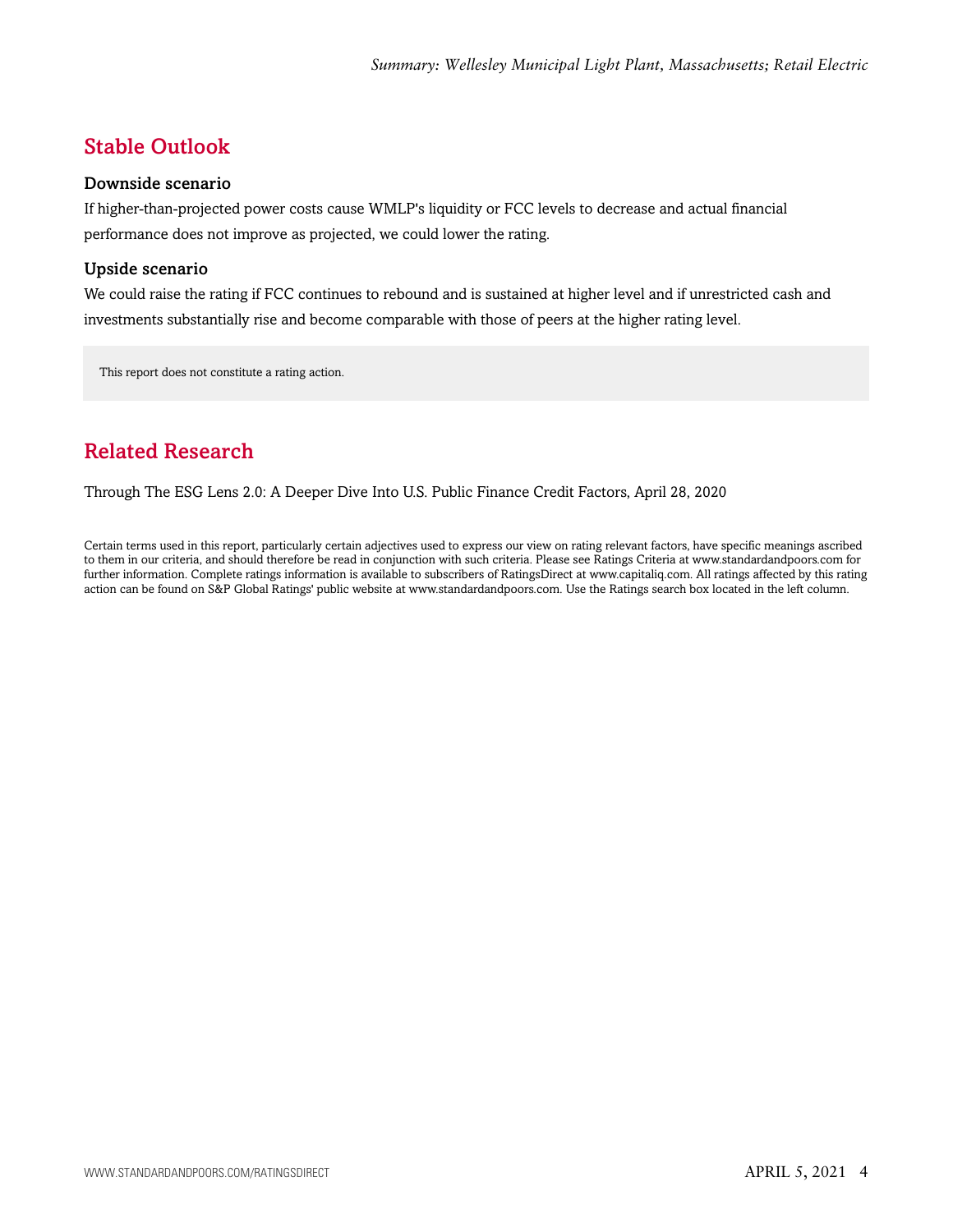## Stable Outlook

### Downside scenario

If higher-than-projected power costs cause WMLP's liquidity or FCC levels to decrease and actual financial performance does not improve as projected, we could lower the rating.

### Upside scenario

We could raise the rating if FCC continues to rebound and is sustained at higher level and if unrestricted cash and investments substantially rise and become comparable with those of peers at the higher rating level.

This report does not constitute a rating action.

## Related Research

Through The ESG Lens 2.0: A Deeper Dive Into U.S. Public Finance Credit Factors, April 28, 2020

Certain terms used in this report, particularly certain adjectives used to express our view on rating relevant factors, have specific meanings ascribed to them in our criteria, and should therefore be read in conjunction with such criteria. Please see Ratings Criteria at www.standardandpoors.com for further information. Complete ratings information is available to subscribers of RatingsDirect at www.capitaliq.com. All ratings affected by this rating action can be found on S&P Global Ratings' public website at www.standardandpoors.com. Use the Ratings search box located in the left column.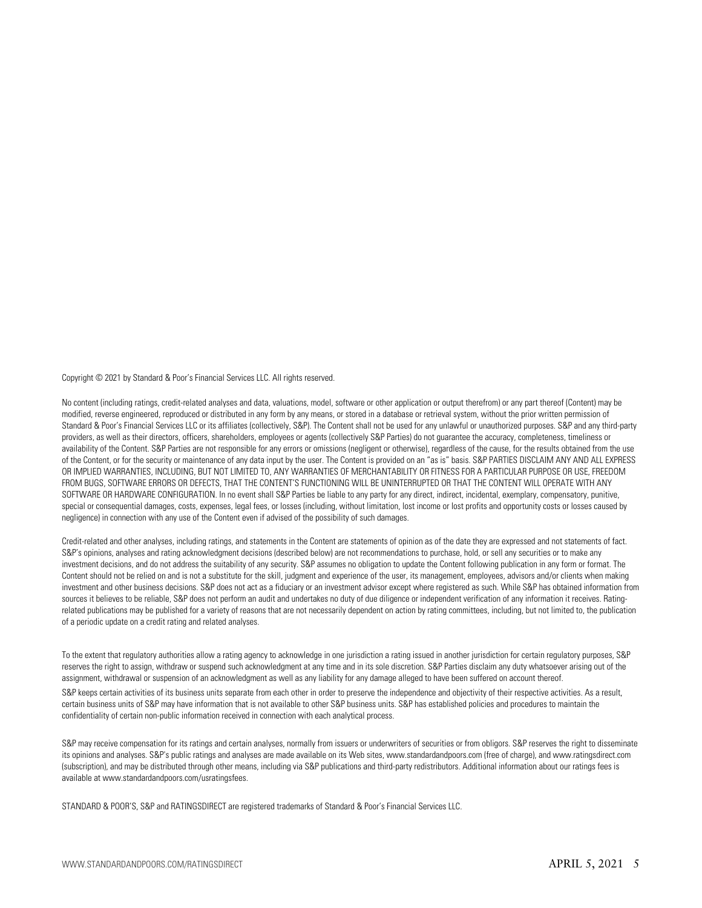Copyright © 2021 by Standard & Poor's Financial Services LLC. All rights reserved.

No content (including ratings, credit-related analyses and data, valuations, model, software or other application or output therefrom) or any part thereof (Content) may be modified, reverse engineered, reproduced or distributed in any form by any means, or stored in a database or retrieval system, without the prior written permission of Standard & Poor's Financial Services LLC or its affiliates (collectively, S&P). The Content shall not be used for any unlawful or unauthorized purposes. S&P and any third-party providers, as well as their directors, officers, shareholders, employees or agents (collectively S&P Parties) do not guarantee the accuracy, completeness, timeliness or availability of the Content. S&P Parties are not responsible for any errors or omissions (negligent or otherwise), regardless of the cause, for the results obtained from the use of the Content, or for the security or maintenance of any data input by the user. The Content is provided on an "as is" basis. S&P PARTIES DISCLAIM ANY AND ALL EXPRESS OR IMPLIED WARRANTIES, INCLUDING, BUT NOT LIMITED TO, ANY WARRANTIES OF MERCHANTABILITY OR FITNESS FOR A PARTICULAR PURPOSE OR USE, FREEDOM FROM BUGS, SOFTWARE ERRORS OR DEFECTS, THAT THE CONTENT'S FUNCTIONING WILL BE UNINTERRUPTED OR THAT THE CONTENT WILL OPERATE WITH ANY SOFTWARE OR HARDWARE CONFIGURATION. In no event shall S&P Parties be liable to any party for any direct, indirect, incidental, exemplary, compensatory, punitive, special or consequential damages, costs, expenses, legal fees, or losses (including, without limitation, lost income or lost profits and opportunity costs or losses caused by negligence) in connection with any use of the Content even if advised of the possibility of such damages.

Credit-related and other analyses, including ratings, and statements in the Content are statements of opinion as of the date they are expressed and not statements of fact. S&P's opinions, analyses and rating acknowledgment decisions (described below) are not recommendations to purchase, hold, or sell any securities or to make any investment decisions, and do not address the suitability of any security. S&P assumes no obligation to update the Content following publication in any form or format. The Content should not be relied on and is not a substitute for the skill, judgment and experience of the user, its management, employees, advisors and/or clients when making investment and other business decisions. S&P does not act as a fiduciary or an investment advisor except where registered as such. While S&P has obtained information from sources it believes to be reliable, S&P does not perform an audit and undertakes no duty of due diligence or independent verification of any information it receives. Rating-related publications may be published for a variety of reasons that are not necessarily dependent on action by rating committees, including, but not limited to, the publication of a periodic update on a credit rating and related analyses.

To the extent that regulatory authorities allow a rating agency to acknowledge in one jurisdiction a rating issued in another jurisdiction for certain regulatory purposes, S&P reserves the right to assign, withdraw or suspend such acknowledgment at any time and in its sole discretion. S&P Parties disclaim any duty whatsoever arising out of the assignment, withdrawal or suspension of an acknowledgment as well as any liability for any damage alleged to have been suffered on account thereof.

S&P keeps certain activities of its business units separate from each other in order to preserve the independence and objectivity of their respective activities. As a result, certain business units of S&P may have information that is not available to other S&P business units. S&P has established policies and procedures to maintain the confidentiality of certain non-public information received in connection with each analytical process.

S&P may receive compensation for its ratings and certain analyses, normally from issuers or underwriters of securities or from obligors. S&P reserves the right to disseminate its opinions and analyses. S&P's public ratings and analyses are made available on its Web sites, www.standardandpoors.com (free of charge), and www.ratingsdirect.com (subscription), and may be distributed through other means, including via S&P publications and third-party redistributors. Additional information about our ratings fees is available at www.standardandpoors.com/usratingsfees.

STANDARD & POOR'S, S&P and RATINGSDIRECT are registered trademarks of Standard & Poor's Financial Services LLC.